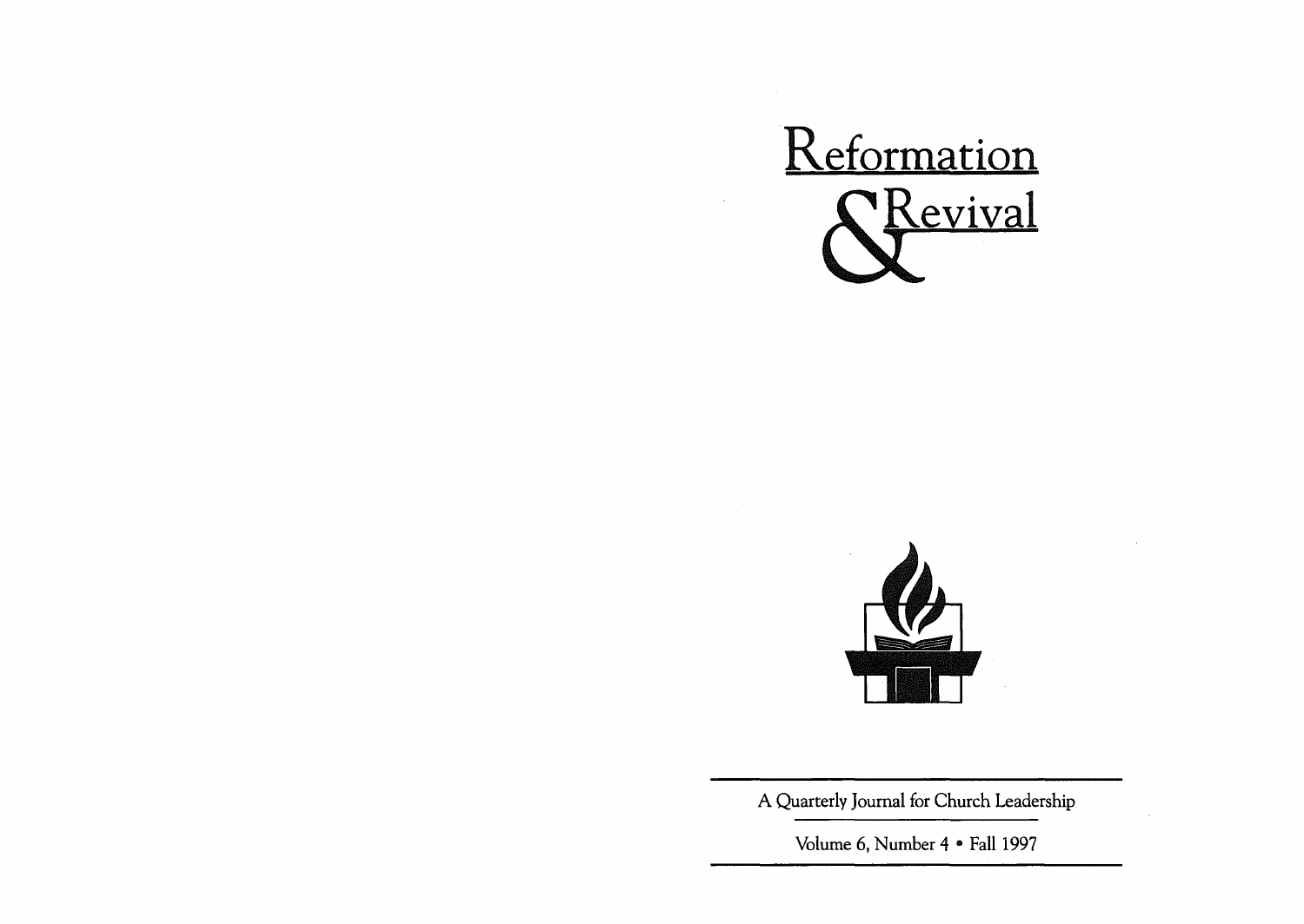# Reformation & Revival

A Quarterly Journal for Church Leadership

Volume 6, Number 4 • Fall 1997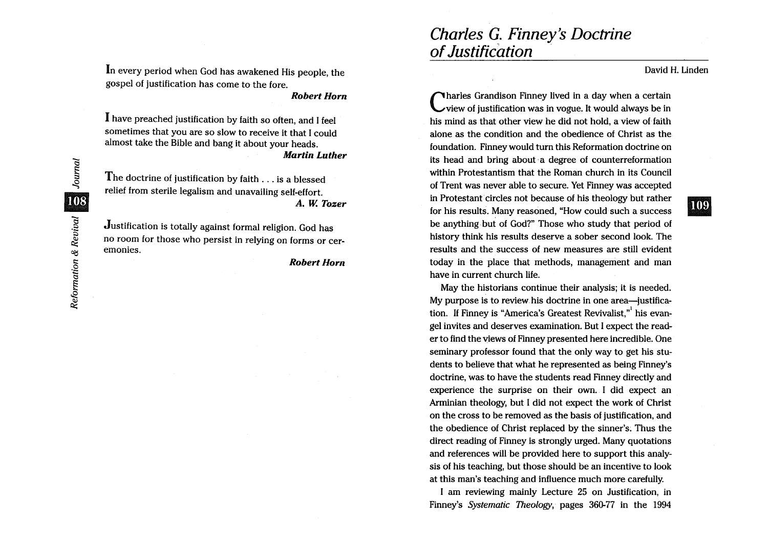In every period when God has awakened His people, the gospel of justification has come to the fore.

***Robert Horn***

I have preached justification by faith so often, and I feel sometimes that you are so slow to receive it that I could almost take the Bible and bang it about your heads.

***Martin Luther***

The doctrine of justification by faith . . . is a blessed relief from sterile legalism and unavailing self-effort.

***A. W. Tozer***

Justification is totally against formal religion. God has no room for those who persist in relying on forms or ceremonies.

***Robert Horn***

# *Charles G. Finney's Doctrine of Justification*

David H. Linden

Charles Grandison Finney lived in a day when a certain view of justification was in vogue. It would always be in his mind as that other view he did not hold, a view of faith alone as the condition and the obedience of Christ as the foundation. Finney would turn this Reformation doctrine on its head and bring about a degree of counterreformation within Protestantism that the Roman church in its Council of Trent was never able to secure. Yet Finney was accepted in Protestant circles not because of his theology but rather for his results. Many reasoned, "How could such a success be anything but of God?" Those who study that period of history think his results deserve a sober second look. The results and the success of new measures are still evident today in the place that methods, management and man have in current church life.

May the historians continue their analysis; it is needed. My purpose is to review his doctrine in one area—justification. If Finney is "America's Greatest Revivalist,"[1] his evangel invites and deserves examination. But I expect the reader to find the views of Finney presented here incredible. One seminary professor found that the only way to get his students to believe that what he represented as being Finney's doctrine, was to have the students read Finney directly and experience the surprise on their own. I did expect an Arminian theology, but I did not expect the work of Christ on the cross to be removed as the basis of justification, and the obedience of Christ replaced by the sinner's. Thus the direct reading of Finney is strongly urged. Many quotations and references will be provided here to support this analysis of his teaching, but those should be an incentive to look at this man's teaching and influence much more carefully.

I am reviewing mainly Lecture 25 on Justification, in Finney's *Systematic Theology*, pages 360-77 in the 1994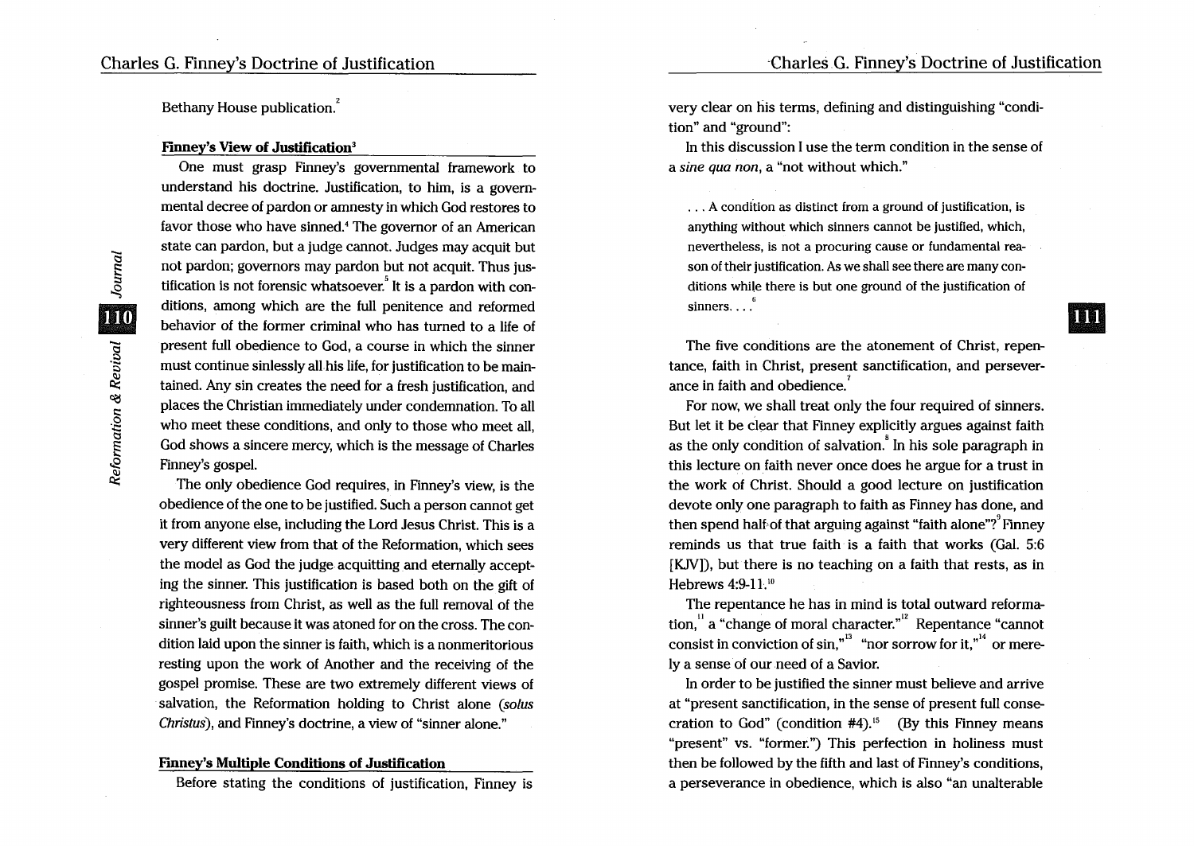Bethany House publication.[2]

### Finney's View of Justification[3]

One must grasp Finney's governmental framework to understand his doctrine. Justification, to him, is a governmental decree of pardon or amnesty in which God restores to favor those who have sinned.[4] The governor of an American state can pardon, but a judge cannot. Judges may acquit but not pardon; governors may pardon but not acquit. Thus justification is not forensic whatsoever.[5] It is a pardon with conditions, among which are the full penitence and reformed behavior of the former criminal who has turned to a life of present full obedience to God, a course in which the sinner must continue sinlessly all his life, for justification to be maintained. Any sin creates the need for a fresh justification, and places the Christian immediately under condemnation. To all who meet these conditions, and only to those who meet all, God shows a sincere mercy, which is the message of Charles Finney's gospel.

The only obedience God requires, in Finney's view, is the obedience of the one to be justified. Such a person cannot get it from anyone else, including the Lord Jesus Christ. This is a very different view from that of the Reformation, which sees the model as God the judge acquitting and eternally accepting the sinner. This justification is based both on the gift of righteousness from Christ, as well as the full removal of the sinner's guilt because it was atoned for on the cross. The condition laid upon the sinner is faith, which is a nonmeritorious resting upon the work of Another and the receiving of the gospel promise. These are two extremely different views of salvation, the Reformation holding to Christ alone (*solus Christus*), and Finney's doctrine, a view of "sinner alone."

### Finney's Multiple Conditions of Justification

Before stating the conditions of justification, Finney is very clear on his terms, defining and distinguishing "condition" and "ground":

In this discussion I use the term condition in the sense of a *sine qua non*, a "not without which."

> . . . A condition as distinct from a ground of justification, is anything without which sinners cannot be justified, which, nevertheless, is not a procuring cause or fundamental reason of their justification. As we shall see there are many conditions while there is but one ground of the justification of sinners. . . .[6]

The five conditions are the atonement of Christ, repentance, faith in Christ, present sanctification, and perseverance in faith and obedience.[7]

For now, we shall treat only the four required of sinners. But let it be clear that Finney explicitly argues against faith as the only condition of salvation.[8] In his sole paragraph in this lecture on faith never once does he argue for a trust in the work of Christ. Should a good lecture on justification devote only one paragraph to faith as Finney has done, and then spend half of that arguing against "faith alone"?[9] Finney reminds us that true faith is a faith that works (Gal. 5:6 [KJV]), but there is no teaching on a faith that rests, as in Hebrews 4:9-11.[10]

The repentance he has in mind is total outward reformation,[11] a "change of moral character."[12] Repentance "cannot consist in conviction of sin,"[13] "nor sorrow for it,"[14] or merely a sense of our need of a Savior.

In order to be justified the sinner must believe and arrive at "present sanctification, in the sense of present full consecration to God" (condition #4).[15] (By this Finney means "present" vs. "former.") This perfection in holiness must then be followed by the fifth and last of Finney's conditions, a perseverance in obedience, which is also "an unalterable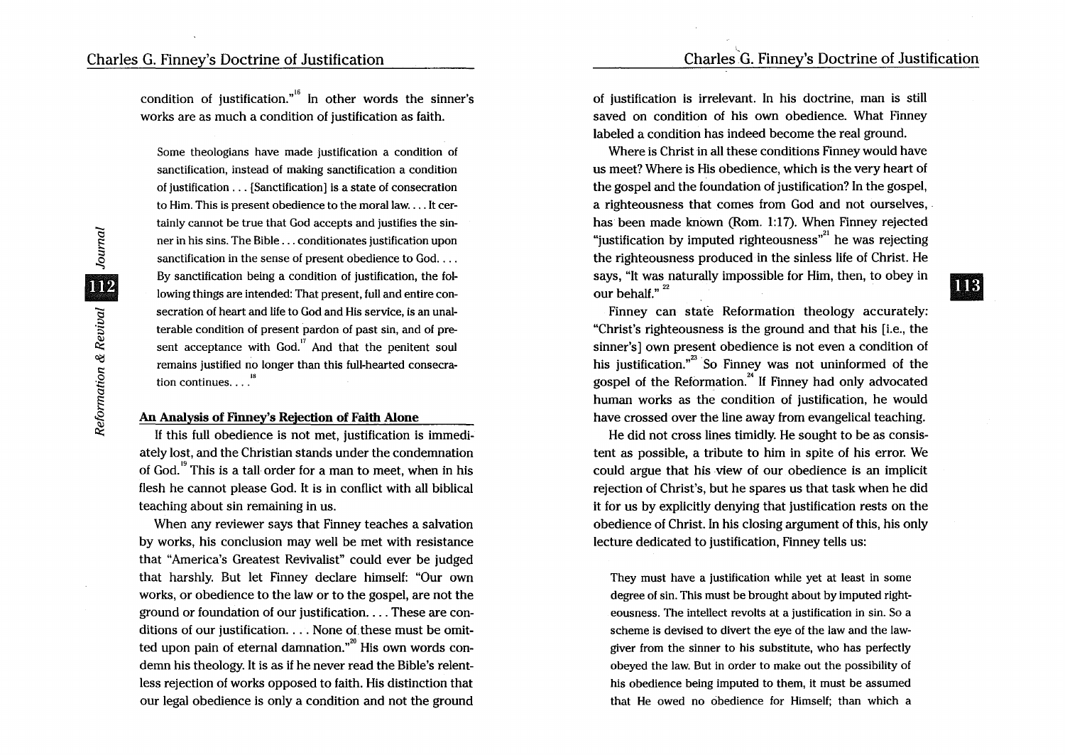condition of justification."[16] In other words the sinner's works are as much a condition of justification as faith.

> Some theologians have made justification a condition of sanctification, instead of making sanctification a condition of justification . . . [Sanctification] is a state of consecration to Him. This is present obedience to the moral law. . . . It certainly cannot be true that God accepts and justifies the sinner in his sins. The Bible . . . conditionates justification upon sanctification in the sense of present obedience to God. . . . By sanctification being a condition of justification, the following things are intended: That present, full and entire consecration of heart and life to God and His service, is an unalterable condition of present pardon of past sin, and of present acceptance with God.[17] And that the penitent soul remains justified no longer than this full-hearted consecration continues. . . .[18]

### An Analysis of Finney's Rejection of Faith Alone

If this full obedience is not met, justification is immediately lost, and the Christian stands under the condemnation of God.[19] This is a tall order for a man to meet, when in his flesh he cannot please God. It is in conflict with all biblical teaching about sin remaining in us.

When any reviewer says that Finney teaches a salvation by works, his conclusion may well be met with resistance that "America's Greatest Revivalist" could ever be judged that harshly. But let Finney declare himself: "Our own works, or obedience to the law or to the gospel, are not the ground or foundation of our justification. . . . These are conditions of our justification. . . . None of these must be omitted upon pain of eternal damnation."[20] His own words condemn his theology. It is as if he never read the Bible's relentless rejection of works opposed to faith. His distinction that our legal obedience is only a condition and not the ground of justification is irrelevant. In his doctrine, man is still saved on condition of his own obedience. What Finney labeled a condition has indeed become the real ground.

Where is Christ in all these conditions Finney would have us meet? Where is His obedience, which is the very heart of the gospel and the foundation of justification? In the gospel, a righteousness that comes from God and not ourselves, has been made known (Rom. 1:17). When Finney rejected "justification by imputed righteousness"[21] he was rejecting the righteousness produced in the sinless life of Christ. He says, "It was naturally impossible for Him, then, to obey in our behalf."[22]

Finney can state Reformation theology accurately: "Christ's righteousness is the ground and that his [i.e., the sinner's] own present obedience is not even a condition of his justification."[23] So Finney was not uninformed of the gospel of the Reformation.[24] If Finney had only advocated human works as the condition of justification, he would have crossed over the line away from evangelical teaching.

He did not cross lines timidly. He sought to be as consistent as possible, a tribute to him in spite of his error. We could argue that his view of our obedience is an implicit rejection of Christ's, but he spares us that task when he did it for us by explicitly denying that justification rests on the obedience of Christ. In his closing argument of this, his only lecture dedicated to justification, Finney tells us:

> They must have a justification while yet at least in some degree of sin. This must be brought about by imputed righteousness. The intellect revolts at a justification in sin. So a scheme is devised to divert the eye of the law and the lawgiver from the sinner to his substitute, who has perfectly obeyed the law. But in order to make out the possibility of his obedience being imputed to them, it must be assumed that He owed no obedience for Himself; than which a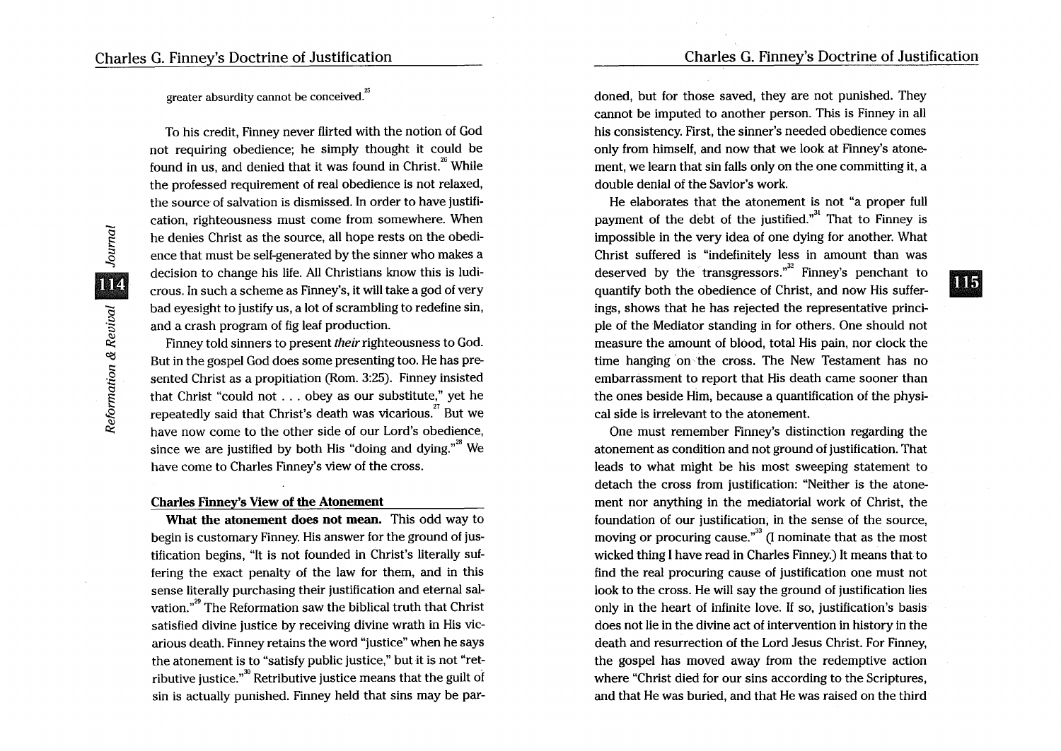greater absurdity cannot be conceived.[25]

To his credit, Finney never flirted with the notion of God not requiring obedience; he simply thought it could be found in us, and denied that it was found in Christ.[26] While the professed requirement of real obedience is not relaxed, the source of salvation is dismissed. In order to have justification, righteousness must come from somewhere. When he denies Christ as the source, all hope rests on the obedience that must be self-generated by the sinner who makes a decision to change his life. All Christians know this is ludicrous. In such a scheme as Finney's, it will take a god of very bad eyesight to justify us, a lot of scrambling to redefine sin, and a crash program of fig leaf production.

Finney told sinners to present *their* righteousness to God. But in the gospel God does some presenting too. He has presented Christ as a propitiation (Rom. 3:25). Finney insisted that Christ "could not . . . obey as our substitute," yet he repeatedly said that Christ's death was vicarious.[27] But we have now come to the other side of our Lord's obedience, since we are justified by both His "doing and dying."[28] We have come to Charles Finney's view of the cross.

## Charles Finney's View of the Atonement

**What the atonement does not mean.** This odd way to begin is customary Finney. His answer for the ground of justification begins, "It is not founded in Christ's literally suffering the exact penalty of the law for them, and in this sense literally purchasing their justification and eternal salvation."[29] The Reformation saw the biblical truth that Christ satisfied divine justice by receiving divine wrath in His vicarious death. Finney retains the word "justice" when he says the atonement is to "satisfy public justice," but it is not "retributive justice."[30] Retributive justice means that the guilt of sin is actually punished. Finney held that sins may be pardoned, but for those saved, they are not punished. They cannot be imputed to another person. This is Finney in all his consistency. First, the sinner's needed obedience comes only from himself, and now that we look at Finney's atonement, we learn that sin falls only on the one committing it, a double denial of the Savior's work.

He elaborates that the atonement is not "a proper full payment of the debt of the justified."[31] That to Finney is impossible in the very idea of one dying for another. What Christ suffered is "indefinitely less in amount than was deserved by the transgressors."[32] Finney's penchant to quantify both the obedience of Christ, and now His sufferings, shows that he has rejected the representative principle of the Mediator standing in for others. One should not measure the amount of blood, total His pain, nor clock the time hanging on the cross. The New Testament has no embarrassment to report that His death came sooner than the ones beside Him, because a quantification of the physical side is irrelevant to the atonement.

One must remember Finney's distinction regarding the atonement as condition and not ground of justification. That leads to what might be his most sweeping statement to detach the cross from justification: "Neither is the atonement nor anything in the mediatorial work of Christ, the foundation of our justification, in the sense of the source, moving or procuring cause."[33] (I nominate that as the most wicked thing I have read in Charles Finney.) It means that to find the real procuring cause of justification one must not look to the cross. He will say the ground of justification lies only in the heart of infinite love. If so, justification's basis does not lie in the divine act of intervention in history in the death and resurrection of the Lord Jesus Christ. For Finney, the gospel has moved away from the redemptive action where "Christ died for our sins according to the Scriptures, and that He was buried, and that He was raised on the third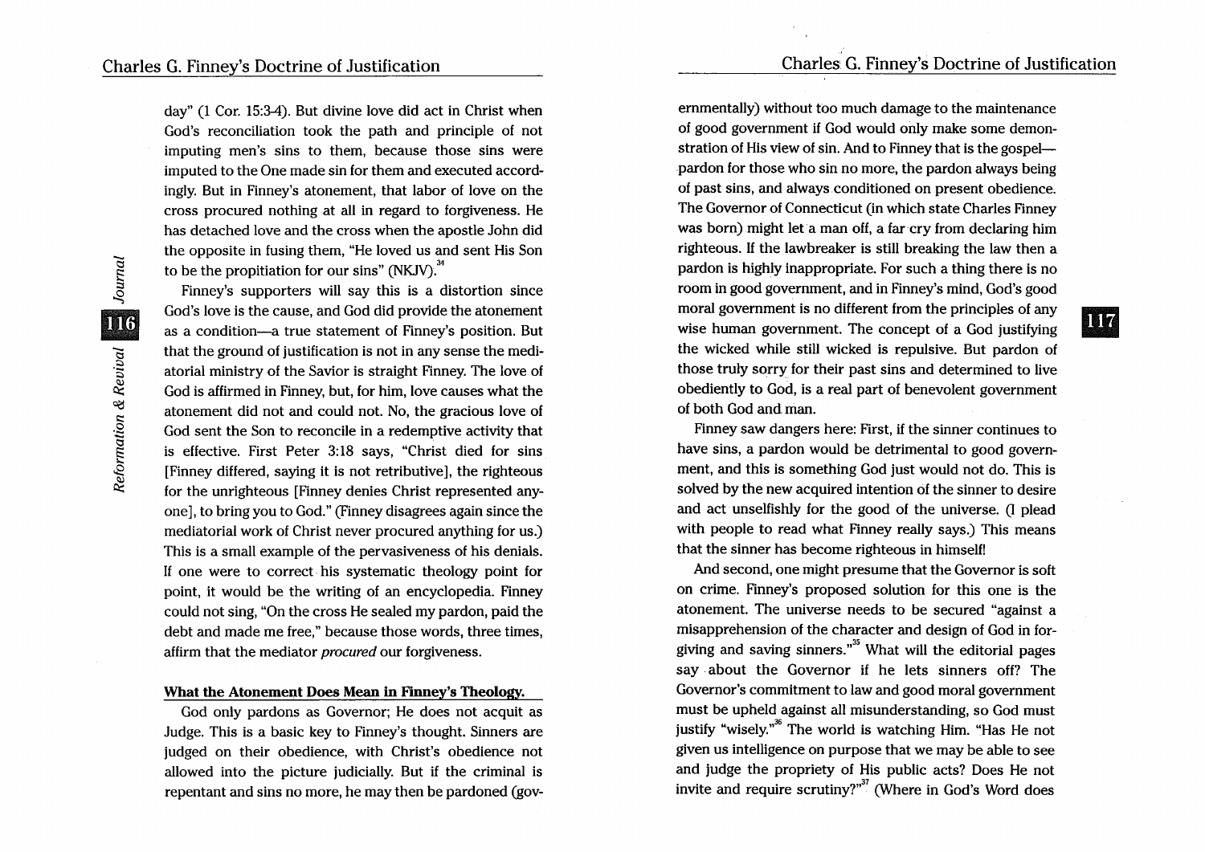day" (1 Cor. 15:3-4). But divine love did act in Christ when God's reconciliation took the path and principle of not imputing men's sins to them, because those sins were imputed to the One made sin for them and executed accordingly. But in Finney's atonement, that labor of love on the cross procured nothing at all in regard to forgiveness. He has detached love and the cross when the apostle John did the opposite in fusing them, "He loved us and sent His Son to be the propitiation for our sins" (NKJV).[34]

Finney's supporters will say this is a distortion since God's love is the cause, and God did provide the atonement as a condition—a true statement of Finney's position. But that the ground of justification is not in any sense the mediatorial ministry of the Savior is straight Finney. The love of God is affirmed in Finney, but, for him, love causes what the atonement did not and could not. No, the gracious love of God sent the Son to reconcile in a redemptive activity that is effective. First Peter 3:18 says, "Christ died for sins [Finney differed, saying it is not retributive], the righteous for the unrighteous [Finney denies Christ represented anyone], to bring you to God." (Finney disagrees again since the mediatorial work of Christ never procured anything for us.) This is a small example of the pervasiveness of his denials. If one were to correct his systematic theology point for point, it would be the writing of an encyclopedia. Finney could not sing, "On the cross He sealed my pardon, paid the debt and made me free," because those words, three times, affirm that the mediator *procured* our forgiveness.

**What the Atonement Does Mean in Finney's Theology.**

God only pardons as Governor; He does not acquit as Judge. This is a basic key to Finney's thought. Sinners are judged on their obedience, with Christ's obedience not allowed into the picture judicially. But if the criminal is repentant and sins no more, he may then be pardoned (governmentally) without too much damage to the maintenance of good government if God would only make some demonstration of His view of sin. And to Finney that is the gospel—pardon for those who sin no more, the pardon always being of past sins, and always conditioned on present obedience. The Governor of Connecticut (in which state Charles Finney was born) might let a man off, a far cry from declaring him righteous. If the lawbreaker is still breaking the law then a pardon is highly inappropriate. For such a thing there is no room in good government, and in Finney's mind, God's good moral government is no different from the principles of any wise human government. The concept of a God justifying the wicked while still wicked is repulsive. But pardon of those truly sorry for their past sins and determined to live obediently to God, is a real part of benevolent government of both God and man.

Finney saw dangers here: First, if the sinner continues to have sins, a pardon would be detrimental to good government, and this is something God just would not do. This is solved by the new acquired intention of the sinner to desire and act unselfishly for the good of the universe. (I plead with people to read what Finney really says.) This means that the sinner has become righteous in himself!

And second, one might presume that the Governor is soft on crime. Finney's proposed solution for this one is the atonement. The universe needs to be secured "against a misapprehension of the character and design of God in forgiving and saving sinners."[35] What will the editorial pages say about the Governor if he lets sinners off? The Governor's commitment to law and good moral government must be upheld against all misunderstanding, so God must justify "wisely."[36] The world is watching Him. "Has He not given us intelligence on purpose that we may be able to see and judge the propriety of His public acts? Does He not invite and require scrutiny?"[37] (Where in God's Word does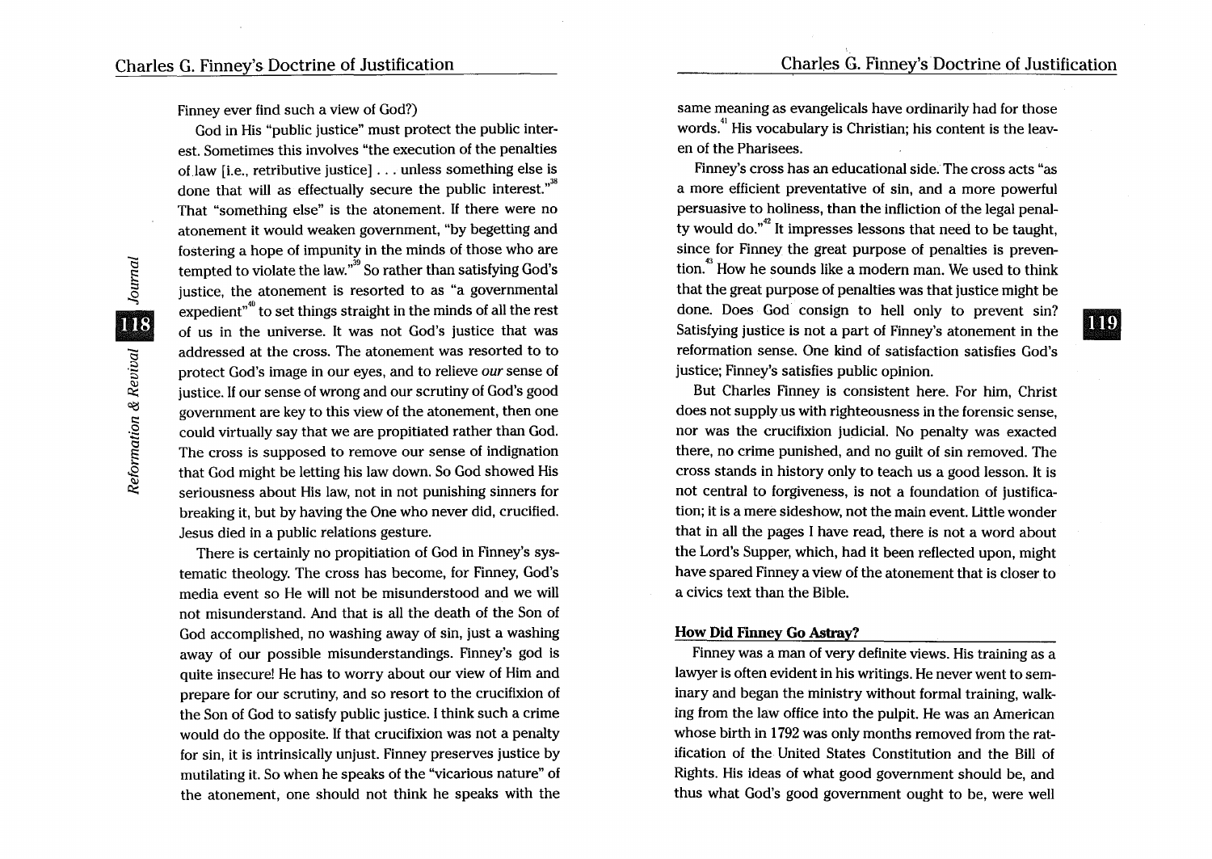Finney ever find such a view of God?)

God in His "public justice" must protect the public interest. Sometimes this involves "the execution of the penalties of law [i.e., retributive justice] . . . unless something else is done that will as effectually secure the public interest."[38] That "something else" is the atonement. If there were no atonement it would weaken government, "by begetting and fostering a hope of impunity in the minds of those who are tempted to violate the law."[39] So rather than satisfying God's justice, the atonement is resorted to as "a governmental expedient"[40] to set things straight in the minds of all the rest of us in the universe. It was not God's justice that was addressed at the cross. The atonement was resorted to to protect God's image in our eyes, and to relieve *our* sense of justice. If our sense of wrong and our scrutiny of God's good government are key to this view of the atonement, then one could virtually say that we are propitiated rather than God. The cross is supposed to remove our sense of indignation that God might be letting his law down. So God showed His seriousness about His law, not in not punishing sinners for breaking it, but by having the One who never did, crucified. Jesus died in a public relations gesture.

There is certainly no propitiation of God in Finney's systematic theology. The cross has become, for Finney, God's media event so He will not be misunderstood and we will not misunderstand. And that is all the death of the Son of God accomplished, no washing away of sin, just a washing away of our possible misunderstandings. Finney's god is quite insecure! He has to worry about our view of Him and prepare for our scrutiny, and so resort to the crucifixion of the Son of God to satisfy public justice. I think such a crime would do the opposite. If that crucifixion was not a penalty for sin, it is intrinsically unjust. Finney preserves justice by mutilating it. So when he speaks of the "vicarious nature" of the atonement, one should not think he speaks with the same meaning as evangelicals have ordinarily had for those words.[41] His vocabulary is Christian; his content is the leaven of the Pharisees.

Finney's cross has an educational side. The cross acts "as a more efficient preventative of sin, and a more powerful persuasive to holiness, than the infliction of the legal penalty would do."[42] It impresses lessons that need to be taught, since for Finney the great purpose of penalties is prevention.[43] How he sounds like a modern man. We used to think that the great purpose of penalties was that justice might be done. Does God consign to hell only to prevent sin? Satisfying justice is not a part of Finney's atonement in the reformation sense. One kind of satisfaction satisfies God's justice; Finney's satisfies public opinion.

But Charles Finney is consistent here. For him, Christ does not supply us with righteousness in the forensic sense, nor was the crucifixion judicial. No penalty was exacted there, no crime punished, and no guilt of sin removed. The cross stands in history only to teach us a good lesson. It is not central to forgiveness, is not a foundation of justification; it is a mere sideshow, not the main event. Little wonder that in all the pages I have read, there is not a word about the Lord's Supper, which, had it been reflected upon, might have spared Finney a view of the atonement that is closer to a civics text than the Bible.

### How Did Finney Go Astray?

Finney was a man of very definite views. His training as a lawyer is often evident in his writings. He never went to seminary and began the ministry without formal training, walking from the law office into the pulpit. He was an American whose birth in 1792 was only months removed from the ratification of the United States Constitution and the Bill of Rights. His ideas of what good government should be, and thus what God's good government ought to be, were well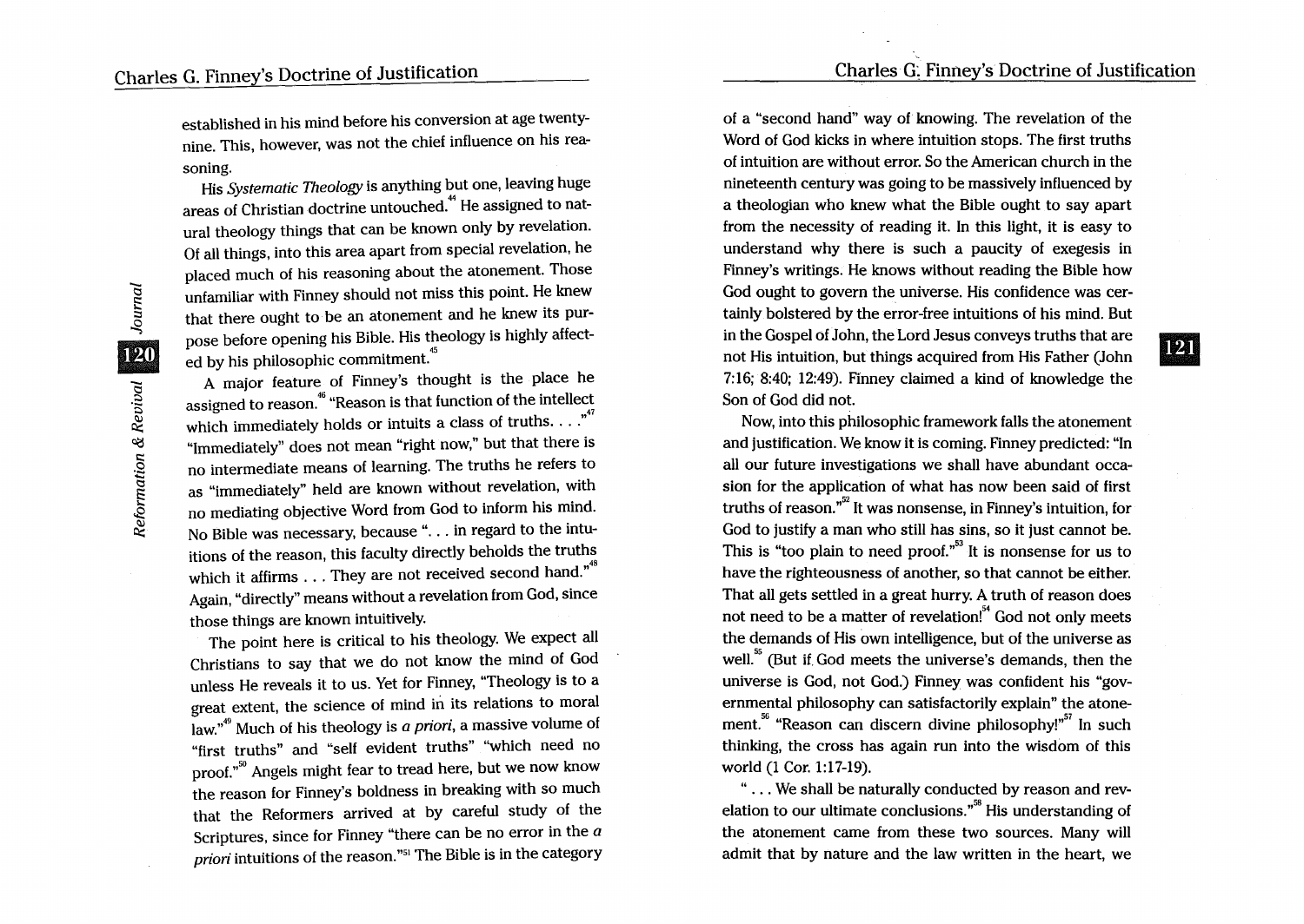established in his mind before his conversion at age twenty-nine. This, however, was not the chief influence on his reasoning.

His *Systematic Theology* is anything but one, leaving huge areas of Christian doctrine untouched.[44] He assigned to natural theology things that can be known only by revelation. Of all things, into this area apart from special revelation, he placed much of his reasoning about the atonement. Those unfamiliar with Finney should not miss this point. He knew that there ought to be an atonement and he knew its purpose before opening his Bible. His theology is highly affected by his philosophic commitment.[45]

A major feature of Finney's thought is the place he assigned to reason.[46] "Reason is that function of the intellect which immediately holds or intuits a class of truths. . . ."[47] "Immediately" does not mean "right now," but that there is no intermediate means of learning. The truths he refers to as "immediately" held are known without revelation, with no mediating objective Word from God to inform his mind. No Bible was necessary, because ". . . in regard to the intuitions of the reason, this faculty directly beholds the truths which it affirms . . . They are not received second hand."[48] Again, "directly" means without a revelation from God, since those things are known intuitively.

The point here is critical to his theology. We expect all Christians to say that we do not know the mind of God unless He reveals it to us. Yet for Finney, "Theology is to a great extent, the science of mind in its relations to moral law."[49] Much of his theology is *a priori*, a massive volume of "first truths" and "self evident truths" "which need no proof."[50] Angels might fear to tread here, but we now know the reason for Finney's boldness in breaking with so much that the Reformers arrived at by careful study of the Scriptures, since for Finney "there can be no error in the *a priori* intuitions of the reason."[51] The Bible is in the category of a "second hand" way of knowing. The revelation of the Word of God kicks in where intuition stops. The first truths of intuition are without error. So the American church in the nineteenth century was going to be massively influenced by a theologian who knew what the Bible ought to say apart from the necessity of reading it. In this light, it is easy to understand why there is such a paucity of exegesis in Finney's writings. He knows without reading the Bible how God ought to govern the universe. His confidence was certainly bolstered by the error-free intuitions of his mind. But in the Gospel of John, the Lord Jesus conveys truths that are not His intuition, but things acquired from His Father (John 7:16; 8:40; 12:49). Finney claimed a kind of knowledge the Son of God did not.

Now, into this philosophic framework falls the atonement and justification. We know it is coming. Finney predicted: "In all our future investigations we shall have abundant occasion for the application of what has now been said of first truths of reason."[52] It was nonsense, in Finney's intuition, for God to justify a man who still has sins, so it just cannot be. This is "too plain to need proof."[53] It is nonsense for us to have the righteousness of another, so that cannot be either. That all gets settled in a great hurry. A truth of reason does not need to be a matter of revelation![54] God not only meets the demands of His own intelligence, but of the universe as well.[55] (But if God meets the universe's demands, then the universe is God, not God.) Finney was confident his "governmental philosophy can satisfactorily explain" the atonement.[56] "Reason can discern divine philosophy!"[57] In such thinking, the cross has again run into the wisdom of this world (1 Cor. 1:17-19).

". . . We shall be naturally conducted by reason and revelation to our ultimate conclusions."[58] His understanding of the atonement came from these two sources. Many will admit that by nature and the law written in the heart, we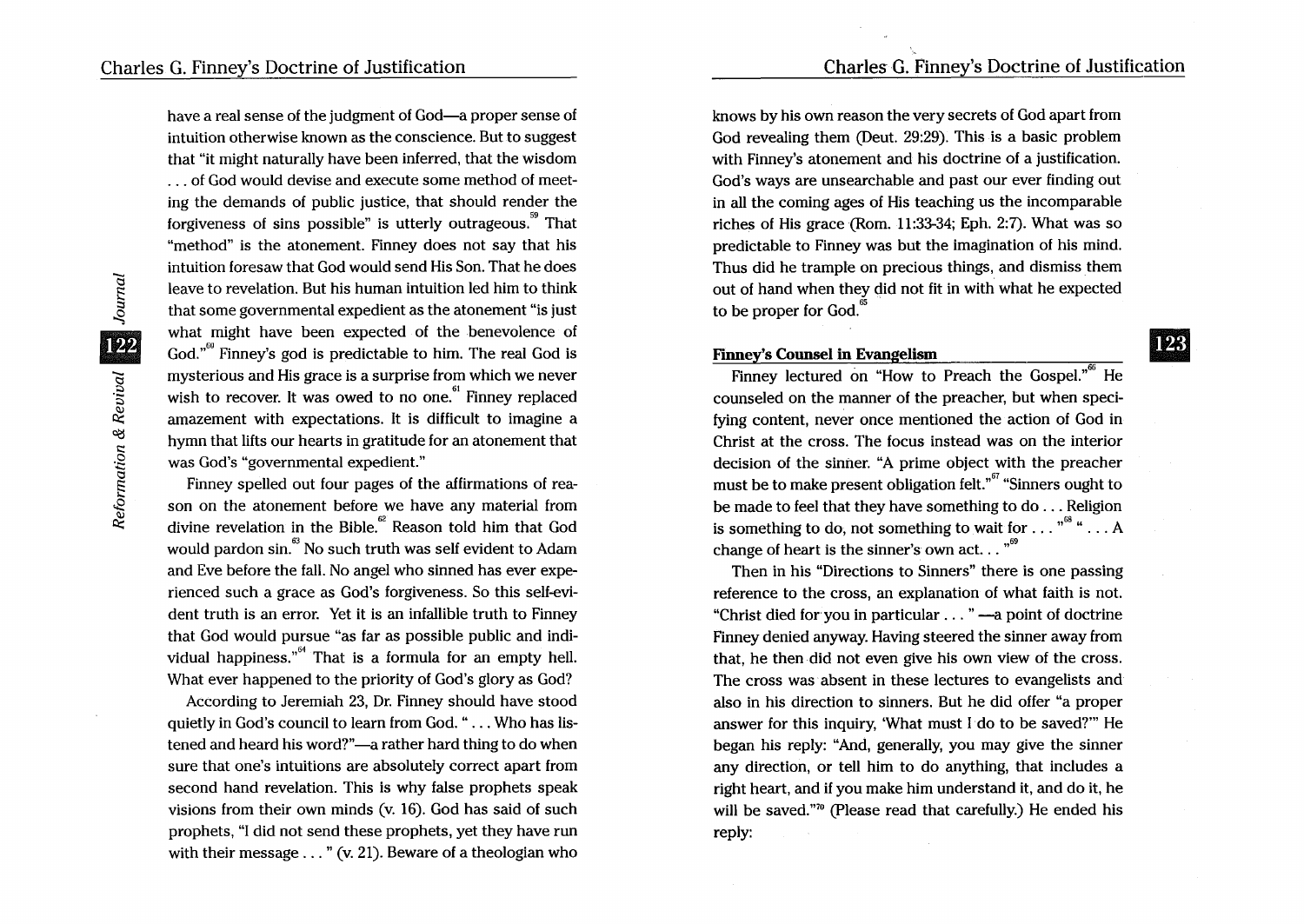have a real sense of the judgment of God—a proper sense of intuition otherwise known as the conscience. But to suggest that "it might naturally have been inferred, that the wisdom . . . of God would devise and execute some method of meeting the demands of public justice, that should render the forgiveness of sins possible" is utterly outrageous.[59] That "method" is the atonement. Finney does not say that his intuition foresaw that God would send His Son. That he does leave to revelation. But his human intuition led him to think that some governmental expedient as the atonement "is just what might have been expected of the benevolence of God."[60] Finney's god is predictable to him. The real God is mysterious and His grace is a surprise from which we never wish to recover. It was owed to no one.[61] Finney replaced amazement with expectations. It is difficult to imagine a hymn that lifts our hearts in gratitude for an atonement that was God's "governmental expedient."

Finney spelled out four pages of the affirmations of reason on the atonement before we have any material from divine revelation in the Bible.[62] Reason told him that God would pardon sin.[63] No such truth was self evident to Adam and Eve before the fall. No angel who sinned has ever experienced such a grace as God's forgiveness. So this self-evident truth is an error. Yet it is an infallible truth to Finney that God would pursue "as far as possible public and individual happiness."[64] That is a formula for an empty hell. What ever happened to the priority of God's glory as God?

According to Jeremiah 23, Dr. Finney should have stood quietly in God's council to learn from God. " . . . Who has listened and heard his word?"—a rather hard thing to do when sure that one's intuitions are absolutely correct apart from second hand revelation. This is why false prophets speak visions from their own minds (v. 16). God has said of such prophets, "I did not send these prophets, yet they have run with their message . . . " (v. 21). Beware of a theologian who knows by his own reason the very secrets of God apart from God revealing them (Deut. 29:29). This is a basic problem with Finney's atonement and his doctrine of a justification. God's ways are unsearchable and past our ever finding out in all the coming ages of His teaching us the incomparable riches of His grace (Rom. 11:33-34; Eph. 2:7). What was so predictable to Finney was but the imagination of his mind. Thus did he trample on precious things, and dismiss them out of hand when they did not fit in with what he expected to be proper for God.[65]

## Finney's Counsel in Evangelism

Finney lectured on "How to Preach the Gospel."[66] He counseled on the manner of the preacher, but when specifying content, never once mentioned the action of God in Christ at the cross. The focus instead was on the interior decision of the sinner. "A prime object with the preacher must be to make present obligation felt."[67] "Sinners ought to be made to feel that they have something to do . . . Religion is something to do, not something to wait for . . . "[68] " . . . A change of heart is the sinner's own act. . . "[69]

Then in his "Directions to Sinners" there is one passing reference to the cross, an explanation of what faith is not. "Christ died for you in particular . . . " —a point of doctrine Finney denied anyway. Having steered the sinner away from that, he then did not even give his own view of the cross. The cross was absent in these lectures to evangelists and also in his direction to sinners. But he did offer "a proper answer for this inquiry, 'What must I do to be saved?'" He began his reply: "And, generally, you may give the sinner any direction, or tell him to do anything, that includes a right heart, and if you make him understand it, and do it, he will be saved."[70] (Please read that carefully.) He ended his reply: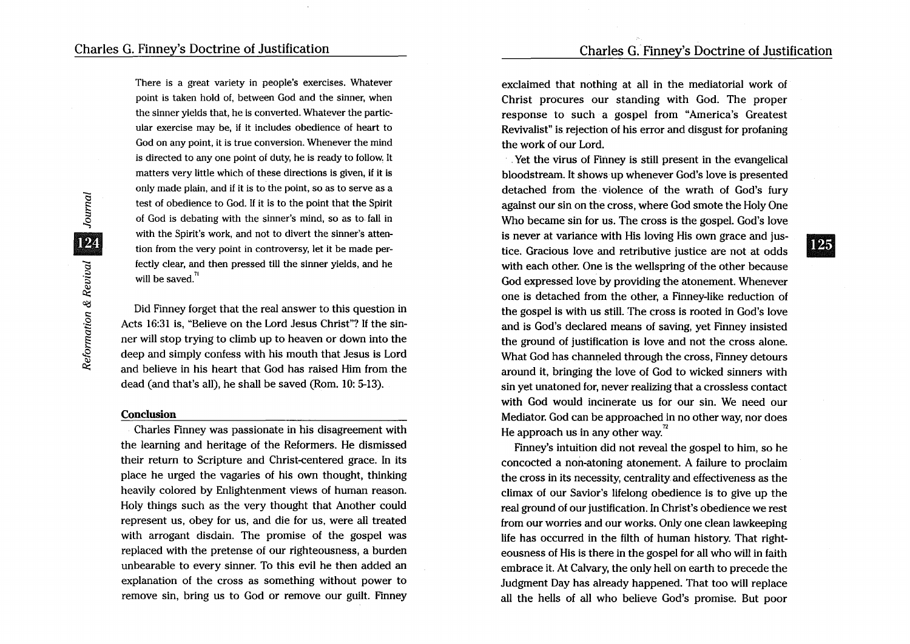> There is a great variety in people's exercises. Whatever point is taken hold of, between God and the sinner, when the sinner yields that, he is converted. Whatever the particular exercise may be, if it includes obedience of heart to God on any point, it is true conversion. Whenever the mind is directed to any one point of duty, he is ready to follow. It matters very little which of these directions is given, if it is only made plain, and if it is to the point, so as to serve as a test of obedience to God. If it is to the point that the Spirit of God is debating with the sinner's mind, so as to fall in with the Spirit's work, and not to divert the sinner's attention from the very point in controversy, let it be made perfectly clear, and then pressed till the sinner yields, and he will be saved.[71]

Did Finney forget that the real answer to this question in Acts 16:31 is, "Believe on the Lord Jesus Christ"? If the sinner will stop trying to climb up to heaven or down into the deep and simply confess with his mouth that Jesus is Lord and believe in his heart that God has raised Him from the dead (and that's all), he shall be saved (Rom. 10: 5-13).

## Conclusion

Charles Finney was passionate in his disagreement with the learning and heritage of the Reformers. He dismissed their return to Scripture and Christ-centered grace. In its place he urged the vagaries of his own thought, thinking heavily colored by Enlightenment views of human reason. Holy things such as the very thought that Another could represent us, obey for us, and die for us, were all treated with arrogant disdain. The promise of the gospel was replaced with the pretense of our righteousness, a burden unbearable to every sinner. To this evil he then added an explanation of the cross as something without power to remove sin, bring us to God or remove our guilt. Finney exclaimed that nothing at all in the mediatorial work of Christ procures our standing with God. The proper response to such a gospel from "America's Greatest Revivalist" is rejection of his error and disgust for profaning the work of our Lord.

Yet the virus of Finney is still present in the evangelical bloodstream. It shows up whenever God's love is presented detached from the violence of the wrath of God's fury against our sin on the cross, where God smote the Holy One Who became sin for us. The cross is the gospel. God's love is never at variance with His loving His own grace and justice. Gracious love and retributive justice are not at odds with each other. One is the wellspring of the other because God expressed love by providing the atonement. Whenever one is detached from the other, a Finney-like reduction of the gospel is with us still. The cross is rooted in God's love and is God's declared means of saving, yet Finney insisted the ground of justification is love and not the cross alone. What God has channeled through the cross, Finney detours around it, bringing the love of God to wicked sinners with sin yet unatoned for, never realizing that a crossless contact with God would incinerate us for our sin. We need our Mediator. God can be approached in no other way, nor does He approach us in any other way.[72]

Finney's intuition did not reveal the gospel to him, so he concocted a non-atoning atonement. A failure to proclaim the cross in its necessity, centrality and effectiveness as the climax of our Savior's lifelong obedience is to give up the real ground of our justification. In Christ's obedience we rest from our worries and our works. Only one clean lawkeeping life has occurred in the filth of human history. That righteousness of His is there in the gospel for all who will in faith embrace it. At Calvary, the only hell on earth to precede the Judgment Day has already happened. That too will replace all the hells of all who believe God's promise. But poor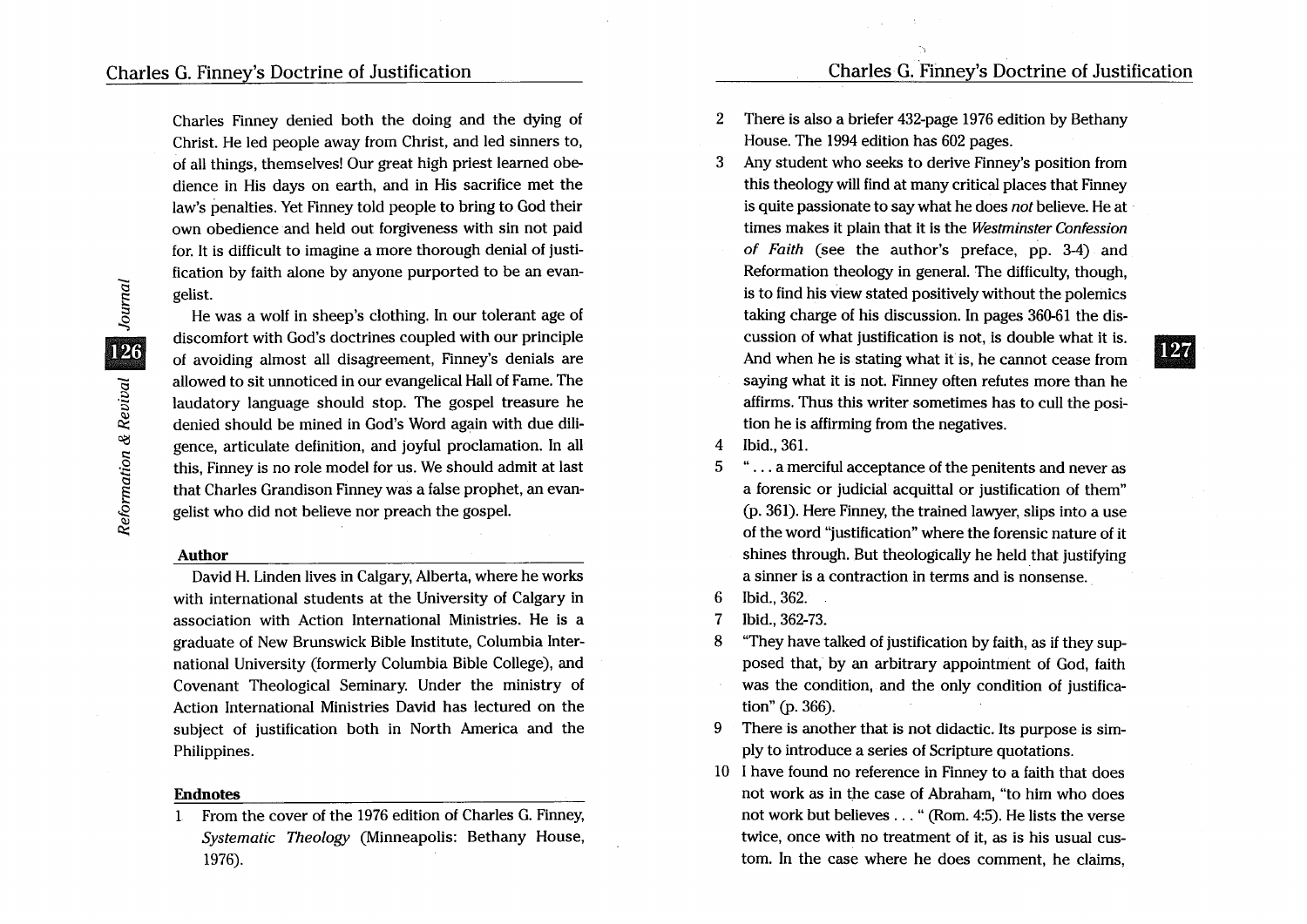Charles Finney denied both the doing and the dying of Christ. He led people away from Christ, and led sinners to, of all things, themselves! Our great high priest learned obedience in His days on earth, and in His sacrifice met the law's penalties. Yet Finney told people to bring to God their own obedience and held out forgiveness with sin not paid for. It is difficult to imagine a more thorough denial of justification by faith alone by anyone purported to be an evangelist.

He was a wolf in sheep's clothing. In our tolerant age of discomfort with God's doctrines coupled with our principle of avoiding almost all disagreement, Finney's denials are allowed to sit unnoticed in our evangelical Hall of Fame. The laudatory language should stop. The gospel treasure he denied should be mined in God's Word again with due diligence, articulate definition, and joyful proclamation. In all this, Finney is no role model for us. We should admit at last that Charles Grandison Finney was a false prophet, an evangelist who did not believe nor preach the gospel.

### Author

David H. Linden lives in Calgary, Alberta, where he works with international students at the University of Calgary in association with Action International Ministries. He is a graduate of New Brunswick Bible Institute, Columbia International University (formerly Columbia Bible College), and Covenant Theological Seminary. Under the ministry of Action International Ministries David has lectured on the subject of justification both in North America and the Philippines.

### Endnotes

1. From the cover of the 1976 edition of Charles G. Finney, *Systematic Theology* (Minneapolis: Bethany House, 1976).
2. There is also a briefer 432-page 1976 edition by Bethany House. The 1994 edition has 602 pages.
3. Any student who seeks to derive Finney's position from this theology will find at many critical places that Finney is quite passionate to say what he does *not* believe. He at times makes it plain that it is the *Westminster Confession of Faith* (see the author's preface, pp. 3-4) and Reformation theology in general. The difficulty, though, is to find his view stated positively without the polemics taking charge of his discussion. In pages 360-61 the discussion of what justification is not, is double what it is. And when he is stating what it is, he cannot cease from saying what it is not. Finney often refutes more than he affirms. Thus this writer sometimes has to cull the position he is affirming from the negatives.
4. Ibid., 361.
5. ". . . a merciful acceptance of the penitents and never as a forensic or judicial acquittal or justification of them" (p. 361). Here Finney, the trained lawyer, slips into a use of the word "justification" where the forensic nature of it shines through. But theologically he held that justifying a sinner is a contraction in terms and is nonsense.
6. Ibid., 362.
7. Ibid., 362-73.
8. "They have talked of justification by faith, as if they supposed that, by an arbitrary appointment of God, faith was the condition, and the only condition of justification" (p. 366).
9. There is another that is not didactic. Its purpose is simply to introduce a series of Scripture quotations.
10. I have found no reference in Finney to a faith that does not work as in the case of Abraham, "to him who does not work but believes . . . " (Rom. 4:5). He lists the verse twice, once with no treatment of it, as is his usual custom. In the case where he does comment, he claims,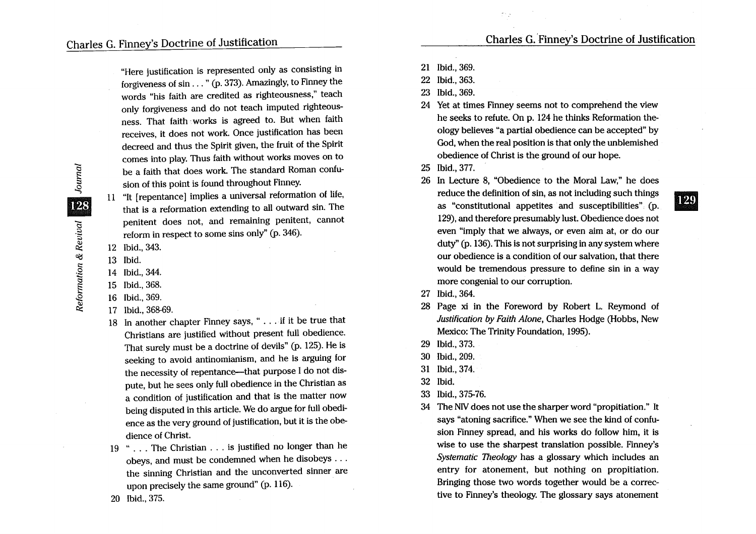"Here justification is represented only as consisting in forgiveness of sin . . . " (p. 373). Amazingly, to Finney the words "his faith are credited as righteousness," teach only forgiveness and do not teach imputed righteousness. That faith works is agreed to. But when faith receives, it does not work. Once justification has been decreed and thus the Spirit given, the fruit of the Spirit comes into play. Thus faith without works moves on to be a faith that does work. The standard Roman confusion of this point is found throughout Finney.

11 "It [repentance] implies a universal reformation of life, that is a reformation extending to all outward sin. The penitent does not, and remaining penitent, cannot reform in respect to some sins only" (p. 346).

12 Ibid., 343.

13 Ibid.

14 Ibid., 344.

15 Ibid., 368.

16 Ibid., 369.

17 Ibid., 368-69.

18 In another chapter Finney says, " . . . if it be true that Christians are justified without present full obedience. That surely must be a doctrine of devils" (p. 125). He is seeking to avoid antinomianism, and he is arguing for the necessity of repentance—that purpose I do not dispute, but he sees only full obedience in the Christian as a condition of justification and that is the matter now being disputed in this article. We do argue for full obedience as the very ground of justification, but it is the obedience of Christ.

19 " . . . The Christian . . . is justified no longer than he obeys, and must be condemned when he disobeys . . . the sinning Christian and the unconverted sinner are upon precisely the same ground" (p. 116).

20 Ibid., 375.

21 Ibid., 369.

22 Ibid., 363.

23 Ibid., 369.

24 Yet at times Finney seems not to comprehend the view he seeks to refute. On p. 124 he thinks Reformation theology believes "a partial obedience can be accepted" by God, when the real position is that only the unblemished obedience of Christ is the ground of our hope.

25 Ibid., 377.

26 In Lecture 8, "Obedience to the Moral Law," he does reduce the definition of sin, as not including such things as "constitutional appetites and susceptibilities" (p. 129), and therefore presumably lust. Obedience does not even "imply that we always, or even aim at, or do our duty" (p. 136). This is not surprising in any system where our obedience is a condition of our salvation, that there would be tremendous pressure to define sin in a way more congenial to our corruption.

27 Ibid., 364.

28 Page xi in the Foreword by Robert L. Reymond of *Justification by Faith Alone*, Charles Hodge (Hobbs, New Mexico: The Trinity Foundation, 1995).

29 Ibid., 373.

30 Ibid., 209.

31 Ibid., 374.

32 Ibid.

33 Ibid., 375-76.

34 The NIV does not use the sharper word "propitiation." It says "atoning sacrifice." When we see the kind of confusion Finney spread, and his works do follow him, it is wise to use the sharpest translation possible. Finney's *Systematic Theology* has a glossary which includes an entry for atonement, but nothing on propitiation. Bringing those two words together would be a corrective to Finney's theology. The glossary says atonement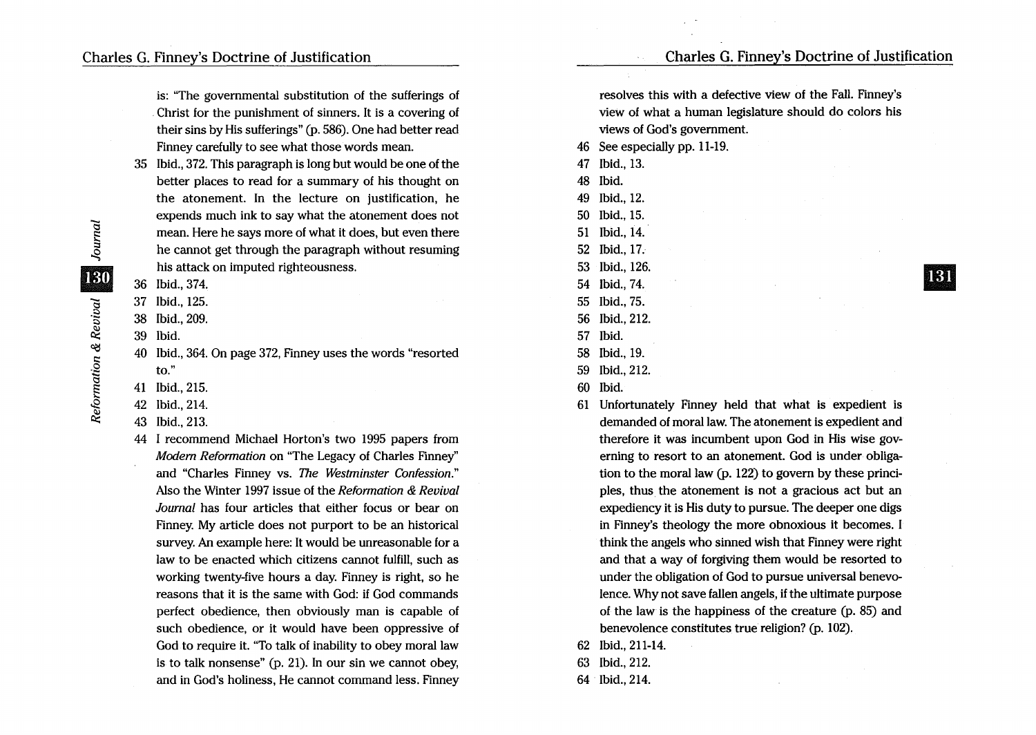is: "The governmental substitution of the sufferings of Christ for the punishment of sinners. It is a covering of their sins by His sufferings" (p. 586). One had better read Finney carefully to see what those words mean.

35 Ibid., 372. This paragraph is long but would be one of the better places to read for a summary of his thought on the atonement. In the lecture on justification, he expends much ink to say what the atonement does not mean. Here he says more of what it does, but even there he cannot get through the paragraph without resuming his attack on imputed righteousness.

36 Ibid., 374.

37 Ibid., 125.

38 Ibid., 209.

39 Ibid.

40 Ibid., 364. On page 372, Finney uses the words "resorted to."

41 Ibid., 215.

42 Ibid., 214.

43 Ibid., 213.

44 I recommend Michael Horton's two 1995 papers from *Modern Reformation* on "The Legacy of Charles Finney" and "Charles Finney vs. *The Westminster Confession*." Also the Winter 1997 issue of the *Reformation & Revival Journal* has four articles that either focus or bear on Finney. My article does not purport to be an historical survey. An example here: It would be unreasonable for a law to be enacted which citizens cannot fulfill, such as working twenty-five hours a day. Finney is right, so he reasons that it is the same with God: if God commands perfect obedience, then obviously man is capable of such obedience, or it would have been oppressive of God to require it. "To talk of inability to obey moral law is to talk nonsense" (p. 21). In our sin we cannot obey, and in God's holiness, He cannot command less. Finney resolves this with a defective view of the Fall. Finney's view of what a human legislature should do colors his views of God's government.

46 See especially pp. 11-19.

47 Ibid., 13.

48 Ibid.

49 Ibid., 12.

50 Ibid., 15.

51 Ibid., 14.

52 Ibid., 17.

53 Ibid., 126.

54 Ibid., 74.

55 Ibid., 75.

56 Ibid., 212.

57 Ibid.

58 Ibid., 19.

59 Ibid., 212.

60 Ibid.

61 Unfortunately Finney held that what is expedient is demanded of moral law. The atonement is expedient and therefore it was incumbent upon God in His wise governing to resort to an atonement. God is under obligation to the moral law (p. 122) to govern by these principles, thus the atonement is not a gracious act but an expediency it is His duty to pursue. The deeper one digs in Finney's theology the more obnoxious it becomes. I think the angels who sinned wish that Finney were right and that a way of forgiving them would be resorted to under the obligation of God to pursue universal benevolence. Why not save fallen angels, if the ultimate purpose of the law is the happiness of the creature (p. 85) and benevolence constitutes true religion? (p. 102).

62 Ibid., 211-14.

63 Ibid., 212.

64 Ibid., 214.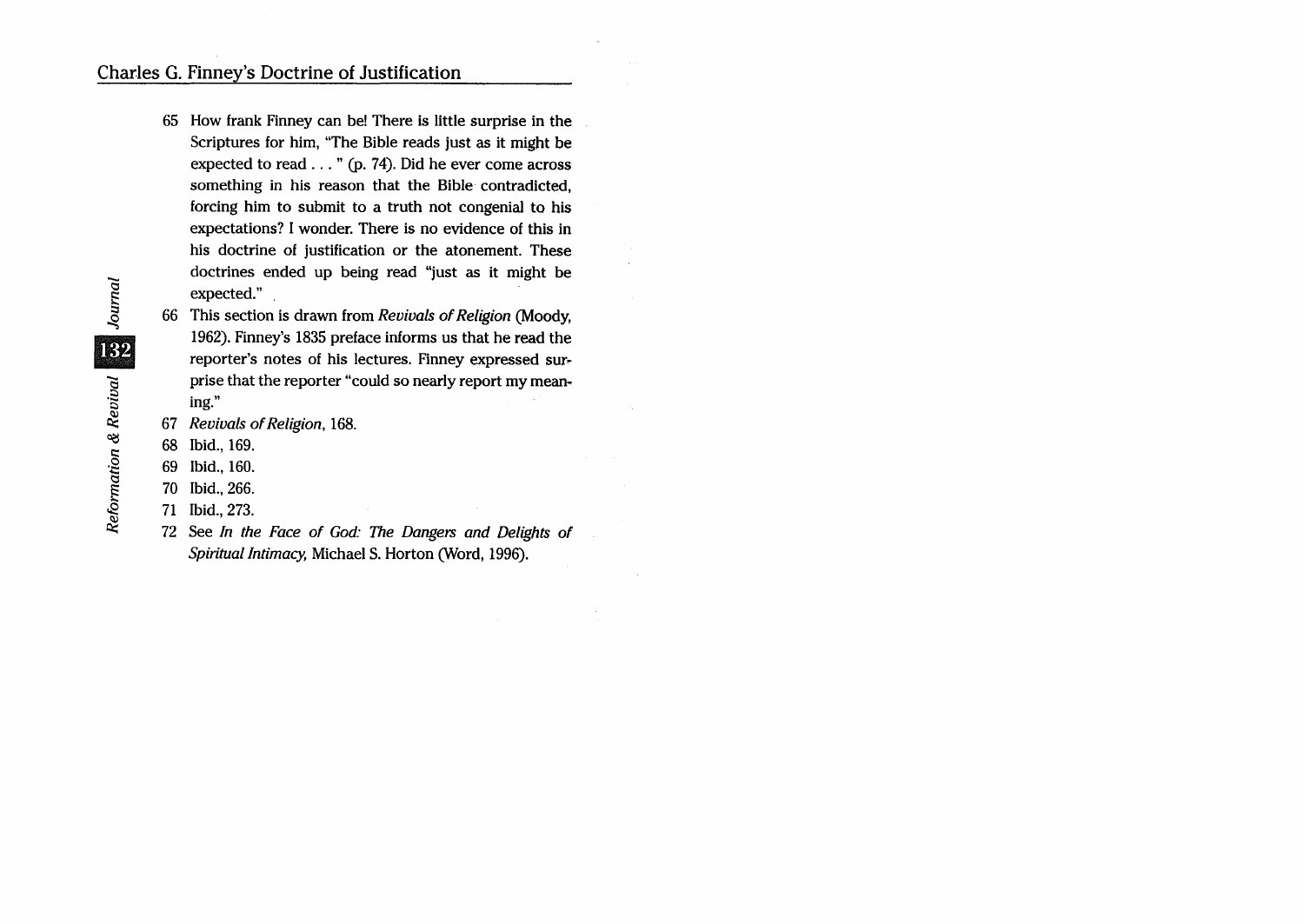65 How frank Finney can be! There is little surprise in the Scriptures for him, "The Bible reads just as it might be expected to read . . . " (p. 74). Did he ever come across something in his reason that the Bible contradicted, forcing him to submit to a truth not congenial to his expectations? I wonder. There is no evidence of this in his doctrine of justification or the atonement. These doctrines ended up being read "just as it might be expected."

66 This section is drawn from *Revivals of Religion* (Moody, 1962). Finney's 1835 preface informs us that he read the reporter's notes of his lectures. Finney expressed surprise that the reporter "could so nearly report my meaning."

67 *Revivals of Religion*, 168.

68 Ibid., 169.

69 Ibid., 160.

70 Ibid., 266.

71 Ibid., 273.

72 See *In the Face of God: The Dangers and Delights of Spiritual Intimacy*, Michael S. Horton (Word, 1996).